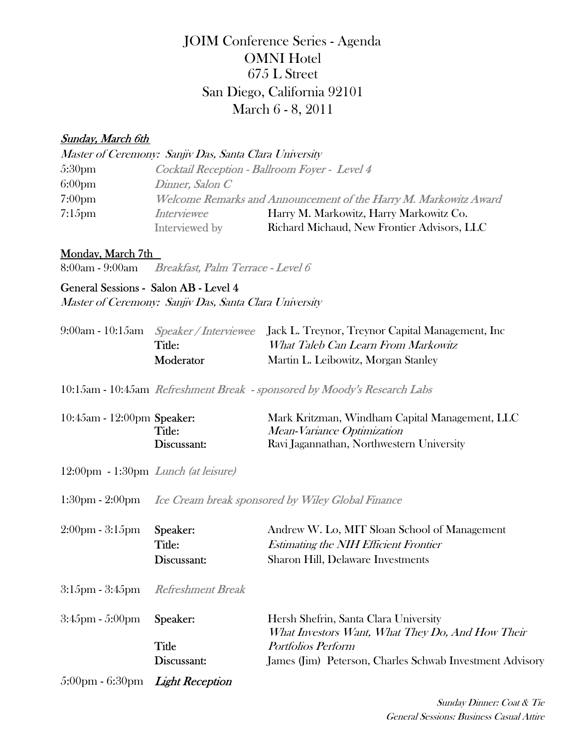# JOIM Conference Series - Agenda
## OMNI Hotel
## 675 L Street
## San Diego, California 92101
## March 6 - 8, 2011

***Sunday, March 6th***

*Master of Ceremony: Sanjiv Das, Santa Clara University*

| | | |
|---|---|---|
| 5:30pm | *Cocktail Reception - Ballroom Foyer - Level 4* | |
| 6:00pm | *Dinner, Salon C* | |
| 7:00pm | *Welcome Remarks and Announcement of the Harry M. Markowitz Award* | |
| 7:15pm | *Interviewee* | Harry M. Markowitz, Harry Markowitz Co. |
| | Interviewed by | Richard Michaud, New Frontier Advisors, LLC |

**Monday, March 7th**

8:00am - 9:00am *Breakfast, Palm Terrace - Level 6*

**General Sessions - Salon AB - Level 4**

*Master of Ceremony: Sanjiv Das, Santa Clara University*

| | | |
|---|---|---|
| 9:00am - 10:15am | *Speaker / Interviewee* | Jack L. Treynor, Treynor Capital Management, Inc |
| | **Title:** | *What Taleb Can Learn From Markowitz* |
| | **Moderator** | Martin L. Leibowitz, Morgan Stanley |
| 10:15am - 10:45am | *Refreshment Break - sponsored by Moody's Research Labs* | |
| 10:45am - 12:00pm | **Speaker:** | Mark Kritzman, Windham Capital Management, LLC |
| | **Title:** | *Mean-Variance Optimization* |
| | **Discussant:** | Ravi Jagannathan, Northwestern University |
| 12:00pm - 1:30pm | *Lunch (at leisure)* | |
| 1:30pm - 2:00pm | *Ice Cream break sponsored by Wiley Global Finance* | |
| 2:00pm - 3:15pm | **Speaker:** | Andrew W. Lo, MIT Sloan School of Management |
| | **Title:** | *Estimating the NIH Efficient Frontier* |
| | **Discussant:** | Sharon Hill, Delaware Investments |
| 3:15pm - 3:45pm | *Refreshment Break* | |
| 3:45pm - 5:00pm | **Speaker:** | Hersh Shefrin, Santa Clara University |
| | **Title** | *What Investors Want, What They Do, And How Their Portfolios Perform* |
| | **Discussant:** | James (Jim) Peterson, Charles Schwab Investment Advisory |
| 5:00pm - 6:30pm | ***Light Reception*** | |

*Sunday Dinner: Coat & Tie*

*General Sessions: Business Casual Attire*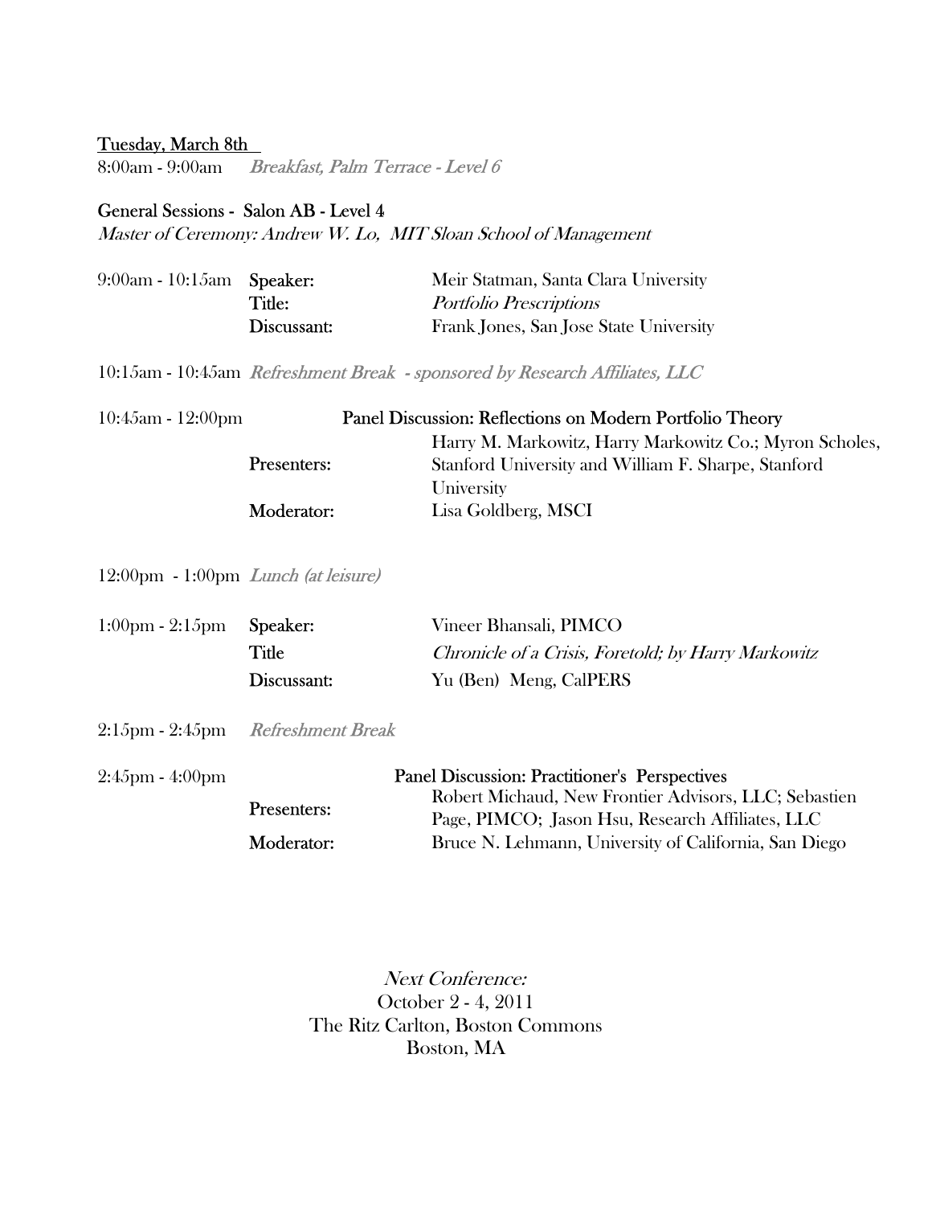**Tuesday, March 8th**

8:00am - 9:00am *Breakfast, Palm Terrace - Level 6*

**General Sessions - Salon AB - Level 4**

*Master of Ceremony: Andrew W. Lo, MIT Sloan School of Management*

| | | |
|---|---|---|
| 9:00am - 10:15am | Speaker: | Meir Statman, Santa Clara University |
| | Title: | *Portfolio Prescriptions* |
| | Discussant: | Frank Jones, San Jose State University |

10:15am - 10:45am *Refreshment Break - sponsored by Research Affiliates, LLC*

| | | |
|---|---|---|
| 10:45am - 12:00pm | | Panel Discussion: Reflections on Modern Portfolio Theory |
| | Presenters: | Harry M. Markowitz, Harry Markowitz Co.; Myron Scholes, Stanford University and William F. Sharpe, Stanford University |
| | Moderator: | Lisa Goldberg, MSCI |

12:00pm - 1:00pm *Lunch (at leisure)*

| | | |
|---|---|---|
| 1:00pm - 2:15pm | Speaker: | Vineer Bhansali, PIMCO |
| | Title | *Chronicle of a Crisis, Foretold; by Harry Markowitz* |
| | Discussant: | Yu (Ben) Meng, CalPERS |

2:15pm - 2:45pm *Refreshment Break*

| | | |
|---|---|---|
| 2:45pm - 4:00pm | | Panel Discussion: Practitioner's Perspectives |
| | Presenters: | Robert Michaud, New Frontier Advisors, LLC; Sebastien Page, PIMCO; Jason Hsu, Research Affiliates, LLC |
| | Moderator: | Bruce N. Lehmann, University of California, San Diego |

*Next Conference:*

October 2 - 4, 2011

The Ritz Carlton, Boston Commons

Boston, MA